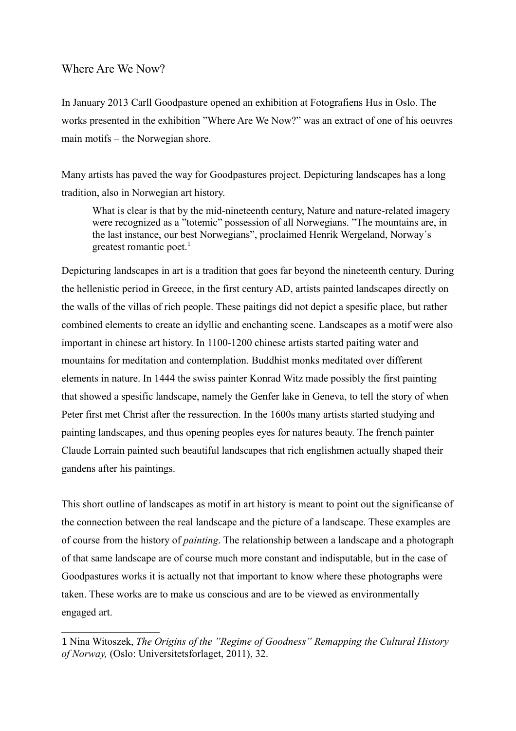# Where Are We Now?

In January 2013 Carll Goodpasture opened an exhibition at Fotografiens Hus in Oslo. The works presented in the exhibition ”Where Are We Now?” was an extract of one of his oeuvres main motifs – the Norwegian shore.

Many artists has paved the way for Goodpastures project. Depicturing landscapes has a long tradition, also in Norwegian art history.

> What is clear is that by the mid-nineteenth century, Nature and nature-related imagery were recognized as a ”totemic” possession of all Norwegians. ”The mountains are, in the last instance, our best Norwegians”, proclaimed Henrik Wergeland, Norway´s greatest romantic poet.[1]

Depicturing landscapes in art is a tradition that goes far beyond the nineteenth century. During the hellenistic period in Greece, in the first century AD, artists painted landscapes directly on the walls of the villas of rich people. These paitings did not depict a spesific place, but rather combined elements to create an idyllic and enchanting scene. Landscapes as a motif were also important in chinese art history. In 1100-1200 chinese artists started paiting water and mountains for meditation and contemplation. Buddhist monks meditated over different elements in nature. In 1444 the swiss painter Konrad Witz made possibly the first painting that showed a spesific landscape, namely the Genfer lake in Geneva, to tell the story of when Peter first met Christ after the ressurection. In the 1600s many artists started studying and painting landscapes, and thus opening peoples eyes for natures beauty. The french painter Claude Lorrain painted such beautiful landscapes that rich englishmen actually shaped their gandens after his paintings.

This short outline of landscapes as motif in art history is meant to point out the significanse of the connection between the real landscape and the picture of a landscape. These examples are of course from the history of *painting*. The relationship between a landscape and a photograph of that same landscape are of course much more constant and indisputable, but in the case of Goodpastures works it is actually not that important to know where these photographs were taken. These works are to make us conscious and are to be viewed as environmentally engaged art.

---

1 Nina Witoszek, *The Origins of the ”Regime of Goodness” Remapping the Cultural History of Norway,* (Oslo: Universitetsforlaget, 2011), 32.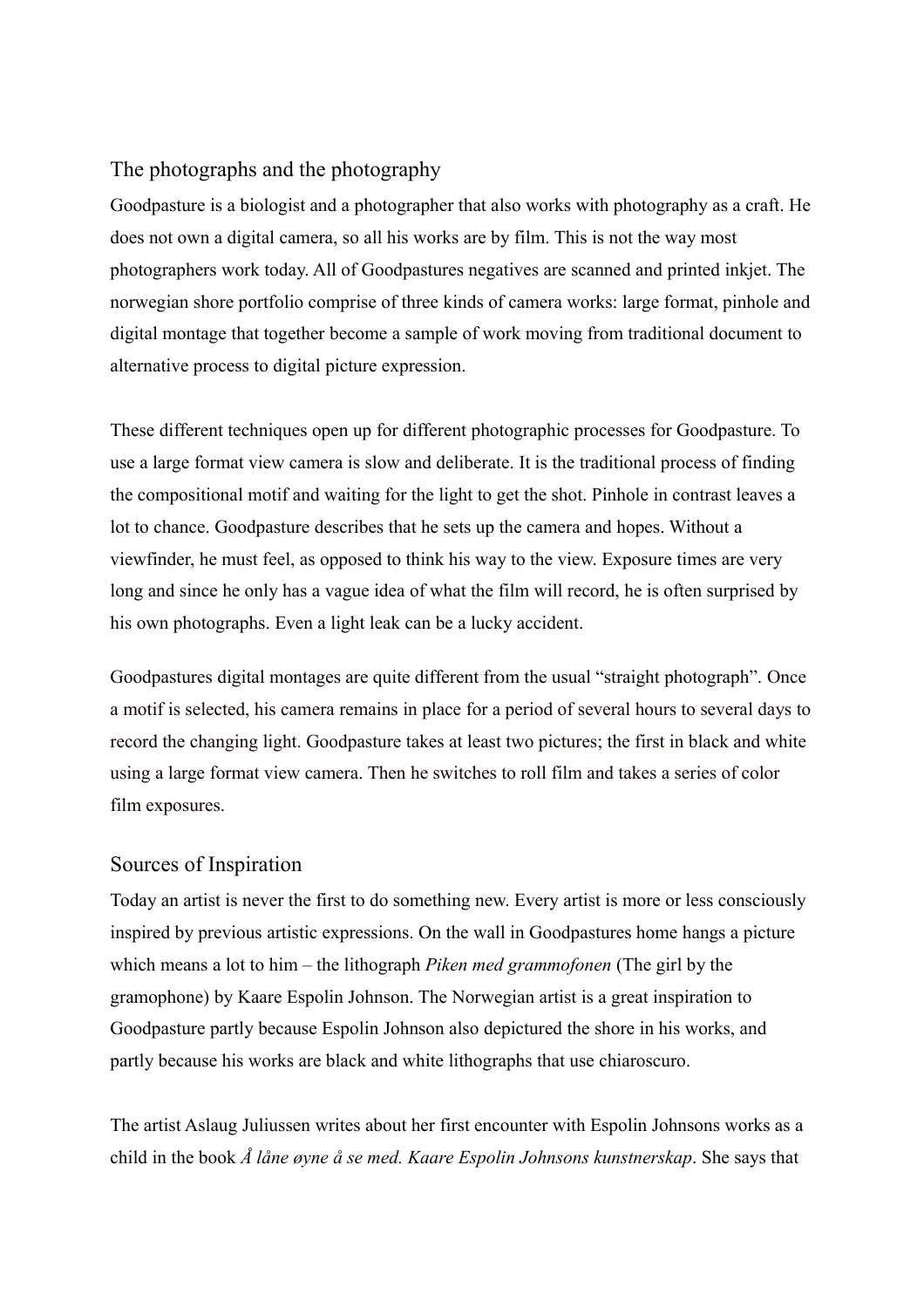## The photographs and the photography

Goodpasture is a biologist and a photographer that also works with photography as a craft. He does not own a digital camera, so all his works are by film. This is not the way most photographers work today. All of Goodpastures negatives are scanned and printed inkjet. The norwegian shore portfolio comprise of three kinds of camera works: large format, pinhole and digital montage that together become a sample of work moving from traditional document to alternative process to digital picture expression.

These different techniques open up for different photographic processes for Goodpasture. To use a large format view camera is slow and deliberate. It is the traditional process of finding the compositional motif and waiting for the light to get the shot. Pinhole in contrast leaves a lot to chance. Goodpasture describes that he sets up the camera and hopes. Without a viewfinder, he must feel, as opposed to think his way to the view. Exposure times are very long and since he only has a vague idea of what the film will record, he is often surprised by his own photographs. Even a light leak can be a lucky accident.

Goodpastures digital montages are quite different from the usual "straight photograph". Once a motif is selected, his camera remains in place for a period of several hours to several days to record the changing light. Goodpasture takes at least two pictures; the first in black and white using a large format view camera. Then he switches to roll film and takes a series of color film exposures.

## Sources of Inspiration

Today an artist is never the first to do something new. Every artist is more or less consciously inspired by previous artistic expressions. On the wall in Goodpastures home hangs a picture which means a lot to him – the lithograph *Piken med grammofonen* (The girl by the gramophone) by Kaare Espolin Johnson. The Norwegian artist is a great inspiration to Goodpasture partly because Espolin Johnson also depictured the shore in his works, and partly because his works are black and white lithographs that use chiaroscuro.

The artist Aslaug Juliussen writes about her first encounter with Espolin Johnsons works as a child in the book *Å låne øyne å se med. Kaare Espolin Johnsons kunstnerskap*. She says that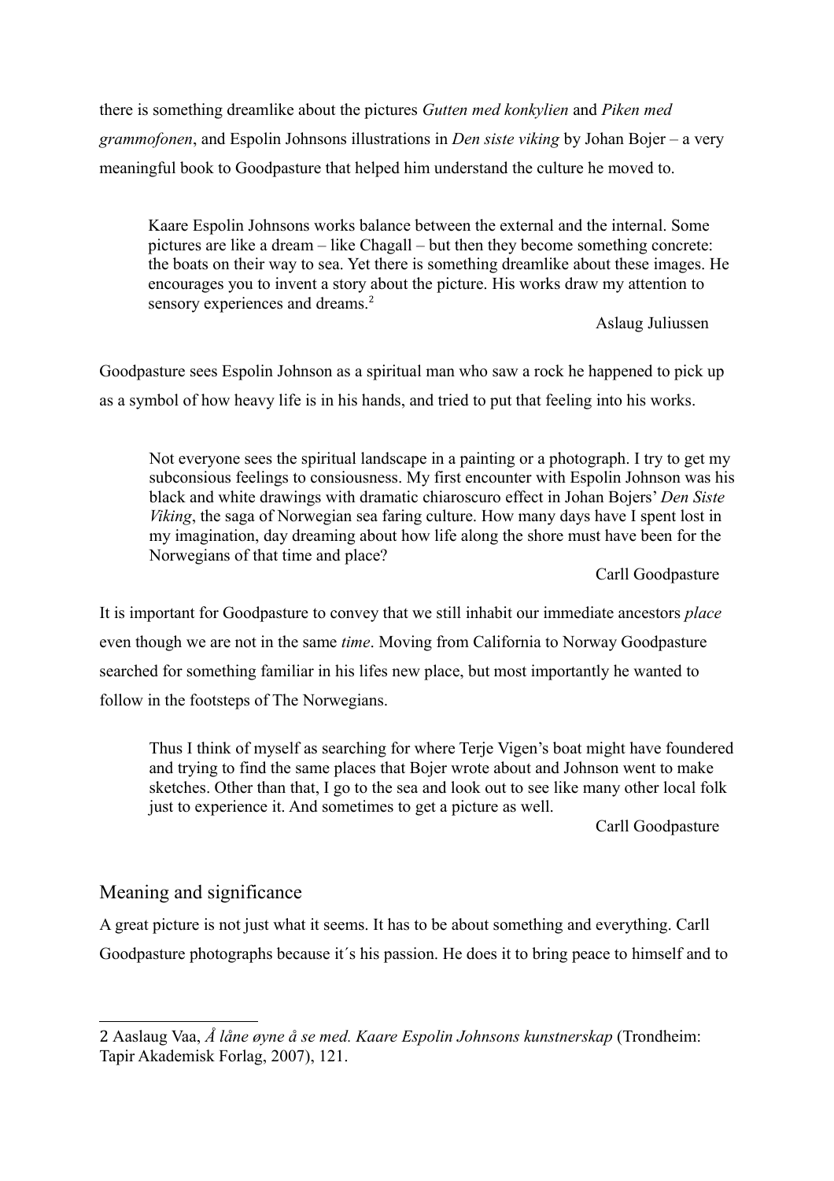there is something dreamlike about the pictures *Gutten med konkylien* and *Piken med grammofonen*, and Espolin Johnsons illustrations in *Den siste viking* by Johan Bojer – a very meaningful book to Goodpasture that helped him understand the culture he moved to.

> Kaare Espolin Johnsons works balance between the external and the internal. Some pictures are like a dream – like Chagall – but then they become something concrete: the boats on their way to sea. Yet there is something dreamlike about these images. He encourages you to invent a story about the picture. His works draw my attention to sensory experiences and dreams.[2]
>
> Aslaug Juliussen

Goodpasture sees Espolin Johnson as a spiritual man who saw a rock he happened to pick up as a symbol of how heavy life is in his hands, and tried to put that feeling into his works.

> Not everyone sees the spiritual landscape in a painting or a photograph. I try to get my subconsious feelings to consiousness. My first encounter with Espolin Johnson was his black and white drawings with dramatic chiaroscuro effect in Johan Bojers' *Den Siste Viking*, the saga of Norwegian sea faring culture. How many days have I spent lost in my imagination, day dreaming about how life along the shore must have been for the Norwegians of that time and place?
>
> Carll Goodpasture

It is important for Goodpasture to convey that we still inhabit our immediate ancestors *place* even though we are not in the same *time*. Moving from California to Norway Goodpasture searched for something familiar in his lifes new place, but most importantly he wanted to follow in the footsteps of The Norwegians.

> Thus I think of myself as searching for where Terje Vigen's boat might have foundered and trying to find the same places that Bojer wrote about and Johnson went to make sketches. Other than that, I go to the sea and look out to see like many other local folk just to experience it. And sometimes to get a picture as well.
>
> Carll Goodpasture

## Meaning and significance

A great picture is not just what it seems. It has to be about something and everything. Carll Goodpasture photographs because it´s his passion. He does it to bring peace to himself and to

---

2 Aaslaug Vaa, *Å låne øyne å se med. Kaare Espolin Johnsons kunstnerskap* (Trondheim: Tapir Akademisk Forlag, 2007), 121.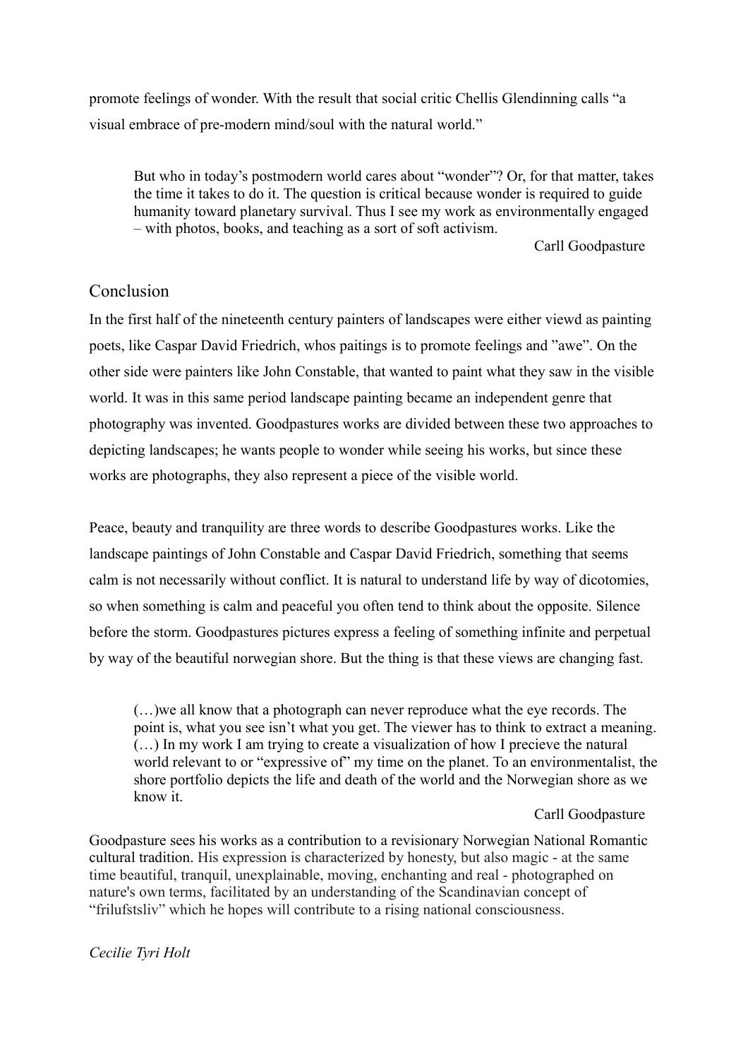promote feelings of wonder. With the result that social critic Chellis Glendinning calls "a visual embrace of pre-modern mind/soul with the natural world."

> But who in today's postmodern world cares about "wonder"? Or, for that matter, takes the time it takes to do it. The question is critical because wonder is required to guide humanity toward planetary survival. Thus I see my work as environmentally engaged – with photos, books, and teaching as a sort of soft activism.
>
> Carll Goodpasture

## Conclusion

In the first half of the nineteenth century painters of landscapes were either viewd as painting poets, like Caspar David Friedrich, whos paitings is to promote feelings and "awe". On the other side were painters like John Constable, that wanted to paint what they saw in the visible world. It was in this same period landscape painting became an independent genre that photography was invented. Goodpastures works are divided between these two approaches to depicting landscapes; he wants people to wonder while seeing his works, but since these works are photographs, they also represent a piece of the visible world.

Peace, beauty and tranquility are three words to describe Goodpastures works. Like the landscape paintings of John Constable and Caspar David Friedrich, something that seems calm is not necessarily without conflict. It is natural to understand life by way of dicotomies, so when something is calm and peaceful you often tend to think about the opposite. Silence before the storm. Goodpastures pictures express a feeling of something infinite and perpetual by way of the beautiful norwegian shore. But the thing is that these views are changing fast.

> (…)we all know that a photograph can never reproduce what the eye records. The point is, what you see isn't what you get. The viewer has to think to extract a meaning. (…) In my work I am trying to create a visualization of how I precieve the natural world relevant to or "expressive of" my time on the planet. To an environmentalist, the shore portfolio depicts the life and death of the world and the Norwegian shore as we know it.
>
> Carll Goodpasture

Goodpasture sees his works as a contribution to a revisionary Norwegian National Romantic cultural tradition. His expression is characterized by honesty, but also magic - at the same time beautiful, tranquil, unexplainable, moving, enchanting and real - photographed on nature's own terms, facilitated by an understanding of the Scandinavian concept of "frilufstsliv" which he hopes will contribute to a rising national consciousness.

*Cecilie Tyri Holt*